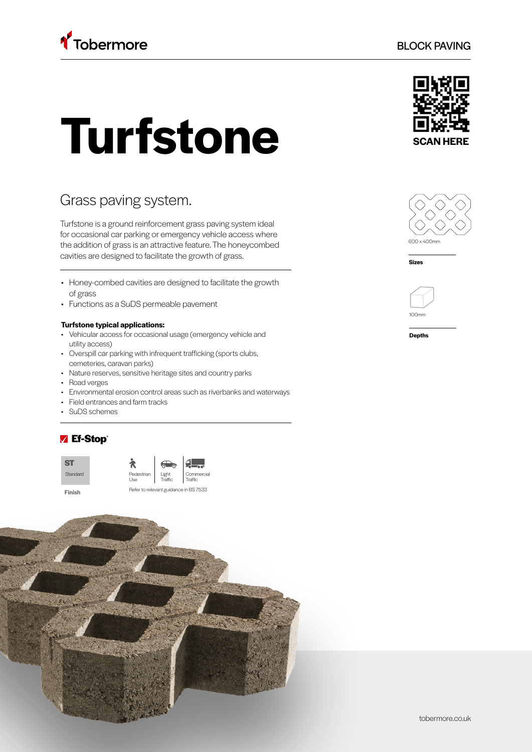Tobermore

BLOCK PAVING

SCAN HERE

# Turfstone

## Grass paving system.

Turfstone is a ground reinforcement grass paving system ideal for occasional car parking or emergency vehicle access where the addition of grass is an attractive feature. The honeycombed cavities are designed to facilitate the growth of grass.

- Honey-combed cavities are designed to facilitate the growth of grass
- Functions as a SuDS permeable pavement

**Turfstone typical applications:**

- Vehicular access for occasional usage (emergency vehicle and utility access)
- Overspill car parking with infrequent trafficking (sports clubs, cemeteries, caravan parks)
- Nature reserves, sensitive heritage sites and country parks
- Road verges
- Environmental erosion control areas such as riverbanks and waterways
- Field entrances and farm tracks
- SuDS schemes

Ef-Stop®

**Finish**

ST Standard

Pedestrian Use | Light Traffic | Commercial Traffic

Refer to relevant guidance in BS 7533

**Sizes**

600 x 400mm

**Depths**

100mm

tobermore.co.uk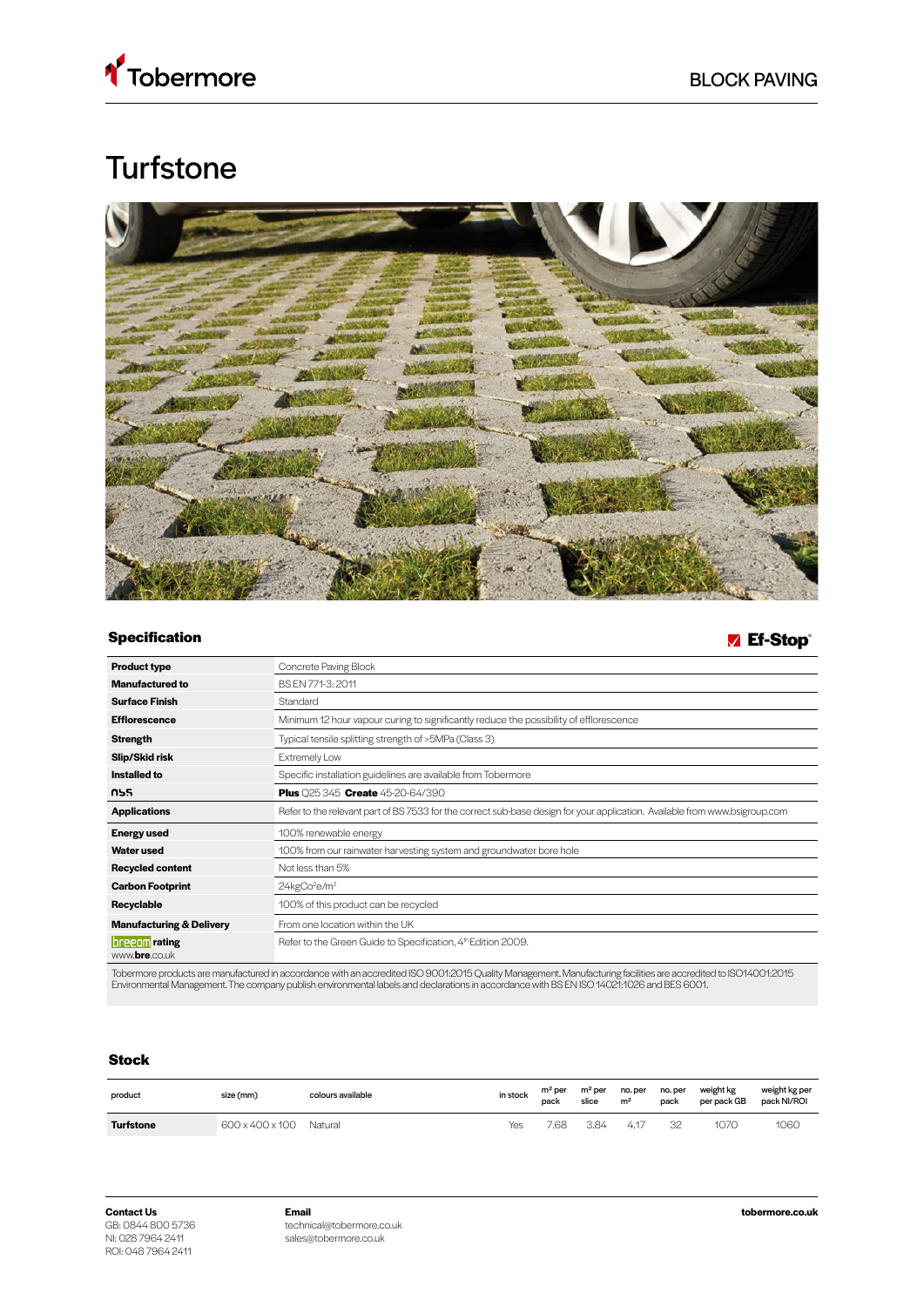Tobermore

BLOCK PAVING

# Turfstone

## Specification

Ef-Stop®

| | |
|---|---|
| **Product type** | Concrete Paving Block |
| **Manufactured to** | BS EN 771-3: 2011 |
| **Surface Finish** | Standard |
| **Efflorescence** | Minimum 12 hour vapour curing to significantly reduce the possibility of efflorescence |
| **Strength** | Typical tensile splitting strength of >5MPa (Class 3) |
| **Slip/Skid risk** | Extremely Low |
| **Installed to** | Specific installation guidelines are available from Tobermore |
| **nbs** | **Plus** Q25 345 **Create** 45-20-64/390 |
| **Applications** | Refer to the relevant part of BS 7533 for the correct sub-base design for your application. Available from www.bsigroup.com |
| **Energy used** | 100% renewable energy |
| **Water used** | 100% from our rainwater harvesting system and groundwater bore hole |
| **Recycled content** | Not less than 5% |
| **Carbon Footprint** | $24kgCo^2e/m^2$ |
| **Recyclable** | 100% of this product can be recycled |
| **Manufacturing & Delivery** | From one location within the UK |
| **breeam rating** www.bre.co.uk | Refer to the Green Guide to Specification, 4th Edition 2009. |

Tobermore products are manufactured in accordance with an accredited ISO 9001:2015 Quality Management. Manufacturing facilities are accredited to ISO14001:2015 Environmental Management. The company publish environmental labels and declarations in accordance with BS EN ISO 14021:1026 and BES 6001.

## Stock

| product | size (mm) | colours available | in stock | m² per pack | m² per slice | no. per m² | no. per pack | weight kg per pack GB | weight kg per pack NI/ROI |
|---|---|---|---|---|---|---|---|---|---|
| **Turfstone** | 600 x 400 x 100 | Natural | Yes | 7.68 | 3.84 | 4.17 | 32 | 1070 | 1060 |

**Contact Us**
GB: 0844 800 5736
NI: 028 7964 2411
ROI: 048 7964 2411

**Email**
technical@tobermore.co.uk
sales@tobermore.co.uk

**tobermore.co.uk**